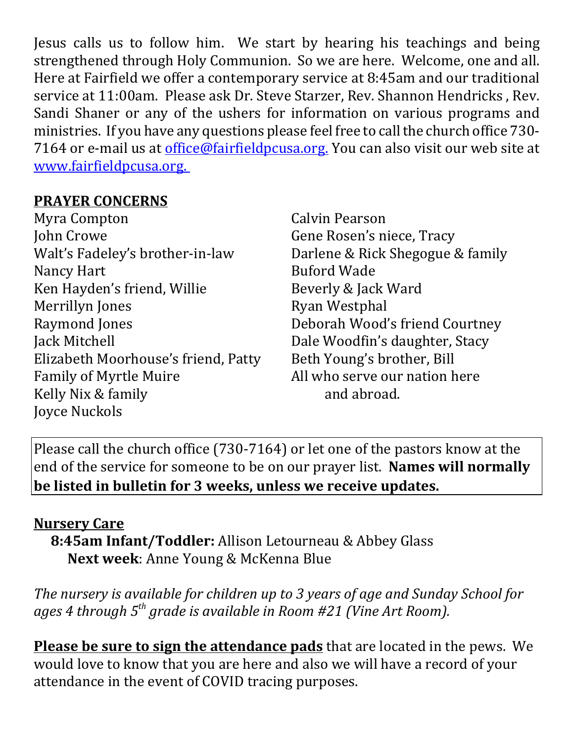Jesus calls us to follow him. We start by hearing his teachings and being strengthened through Holy Communion. So we are here. Welcome, one and all. Here at Fairfield we offer a contemporary service at 8:45am and our traditional service at 11:00am. Please ask Dr. Steve Starzer, Rev. Shannon Hendricks , Rev. Sandi Shaner or any of the ushers for information on various programs and ministries. If you have any questions please feel free to call the church office 730-7164 or e-mail us at [office@fairfieldpcusa.org.](mailto:office@fairfieldpcusa.org) You can also visit our web site at [www.fairfieldpcusa.org.](http://www.fairfieldpcusa.org)

**PRAYER CONCERNS**

Myra Compton
John Crowe
Walt's Fadeley's brother-in-law
Nancy Hart
Ken Hayden's friend, Willie
Merrillyn Jones
Raymond Jones
Jack Mitchell
Elizabeth Moorhouse's friend, Patty
Family of Myrtle Muire
Kelly Nix & family
Joyce Nuckols
Calvin Pearson
Gene Rosen's niece, Tracy
Darlene & Rick Shegogue & family
Buford Wade
Beverly & Jack Ward
Ryan Westphal
Deborah Wood's friend Courtney
Dale Woodfin's daughter, Stacy
Beth Young's brother, Bill
All who serve our nation here and abroad.

Please call the church office (730-7164) or let one of the pastors know at the end of the service for someone to be on our prayer list. **Names will normally be listed in bulletin for 3 weeks, unless we receive updates.**

**Nursery Care**

**8:45am Infant/Toddler:** Allison Letourneau & Abbey Glass
**Next week**: Anne Young & McKenna Blue

*The nursery is available for children up to 3 years of age and Sunday School for ages 4 through 5th grade is available in Room #21 (Vine Art Room).*

**Please be sure to sign the attendance pads** that are located in the pews. We would love to know that you are here and also we will have a record of your attendance in the event of COVID tracing purposes.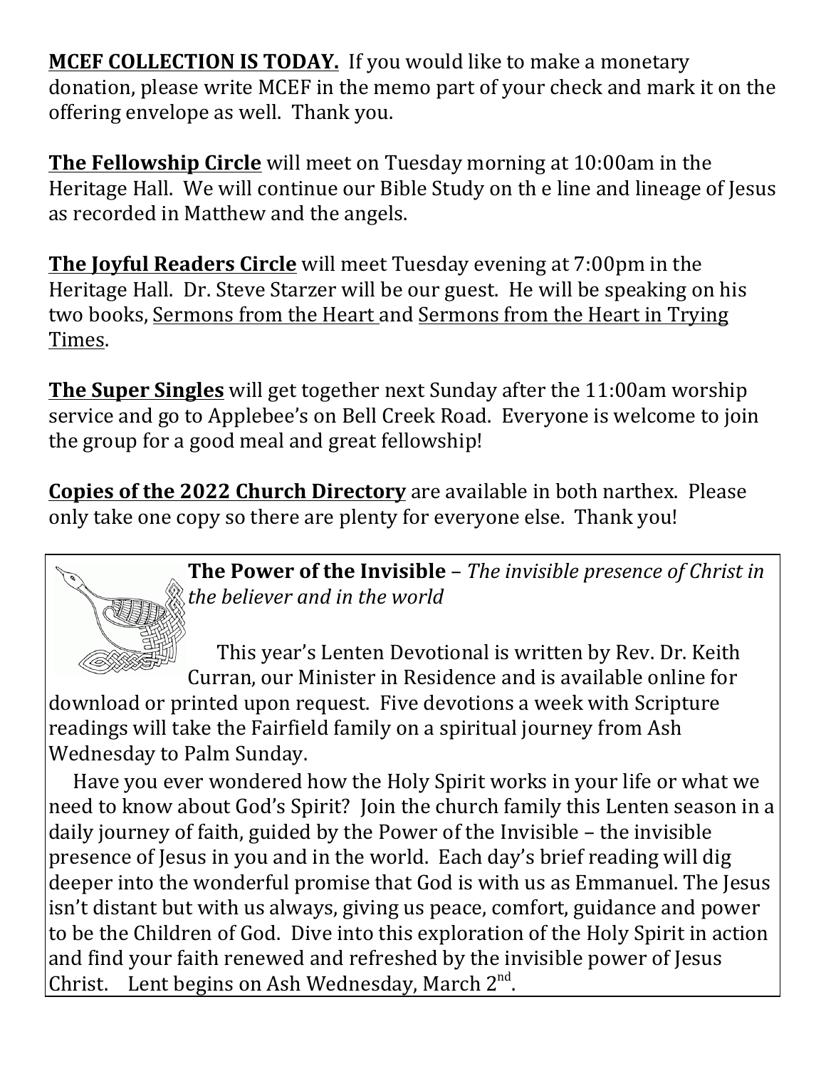**MCEF COLLECTION IS TODAY.** If you would like to make a monetary donation, please write MCEF in the memo part of your check and mark it on the offering envelope as well. Thank you.

**The Fellowship Circle** will meet on Tuesday morning at 10:00am in the Heritage Hall. We will continue our Bible Study on th e line and lineage of Jesus as recorded in Matthew and the angels.

**The Joyful Readers Circle** will meet Tuesday evening at 7:00pm in the Heritage Hall. Dr. Steve Starzer will be our guest. He will be speaking on his two books, Sermons from the Heart and Sermons from the Heart in Trying Times.

**The Super Singles** will get together next Sunday after the 11:00am worship service and go to Applebee's on Bell Creek Road. Everyone is welcome to join the group for a good meal and great fellowship!

**Copies of the 2022 Church Directory** are available in both narthex. Please only take one copy so there are plenty for everyone else. Thank you!

**The Power of the Invisible** – *The invisible presence of Christ in the believer and in the world*

This year's Lenten Devotional is written by Rev. Dr. Keith Curran, our Minister in Residence and is available online for download or printed upon request. Five devotions a week with Scripture readings will take the Fairfield family on a spiritual journey from Ash Wednesday to Palm Sunday.

Have you ever wondered how the Holy Spirit works in your life or what we need to know about God's Spirit? Join the church family this Lenten season in a daily journey of faith, guided by the Power of the Invisible – the invisible presence of Jesus in you and in the world. Each day's brief reading will dig deeper into the wonderful promise that God is with us as Emmanuel. The Jesus isn't distant but with us always, giving us peace, comfort, guidance and power to be the Children of God. Dive into this exploration of the Holy Spirit in action and find your faith renewed and refreshed by the invisible power of Jesus Christ. Lent begins on Ash Wednesday, March 2nd.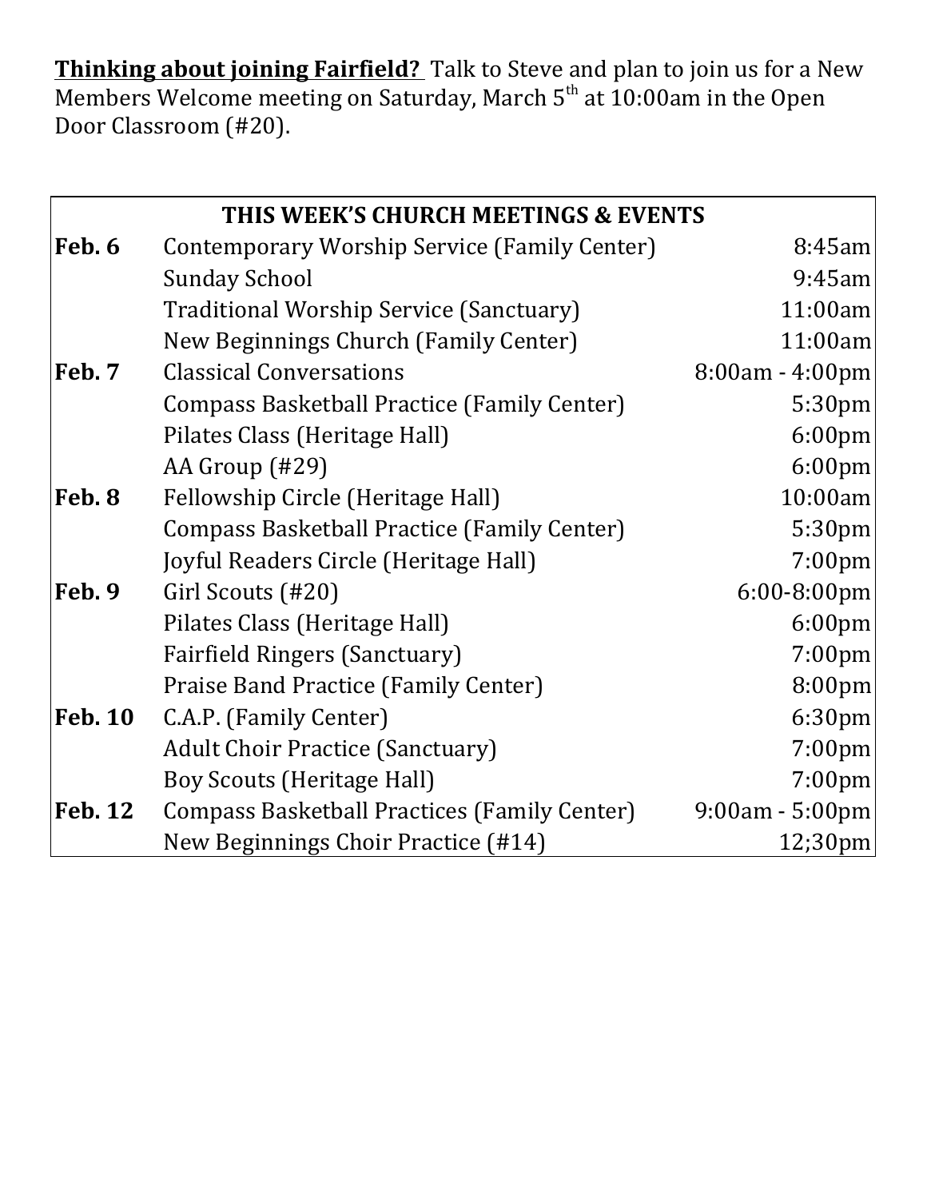**Thinking about joining Fairfield?** Talk to Steve and plan to join us for a New Members Welcome meeting on Saturday, March 5th at 10:00am in the Open Door Classroom (#20).

| THIS WEEK'S CHURCH MEETINGS & EVENTS | | |
|---|---|---|
| **Feb. 6** | Contemporary Worship Service (Family Center) | 8:45am |
| | Sunday School | 9:45am |
| | Traditional Worship Service (Sanctuary) | 11:00am |
| | New Beginnings Church (Family Center) | 11:00am |
| **Feb. 7** | Classical Conversations | 8:00am - 4:00pm |
| | Compass Basketball Practice (Family Center) | 5:30pm |
| | Pilates Class (Heritage Hall) | 6:00pm |
| | AA Group (#29) | 6:00pm |
| **Feb. 8** | Fellowship Circle (Heritage Hall) | 10:00am |
| | Compass Basketball Practice (Family Center) | 5:30pm |
| | Joyful Readers Circle (Heritage Hall) | 7:00pm |
| **Feb. 9** | Girl Scouts (#20) | 6:00-8:00pm |
| | Pilates Class (Heritage Hall) | 6:00pm |
| | Fairfield Ringers (Sanctuary) | 7:00pm |
| | Praise Band Practice (Family Center) | 8:00pm |
| **Feb. 10** | C.A.P. (Family Center) | 6:30pm |
| | Adult Choir Practice (Sanctuary) | 7:00pm |
| | Boy Scouts (Heritage Hall) | 7:00pm |
| **Feb. 12** | Compass Basketball Practices (Family Center) | 9:00am - 5:00pm |
| | New Beginnings Choir Practice (#14) | 12;30pm |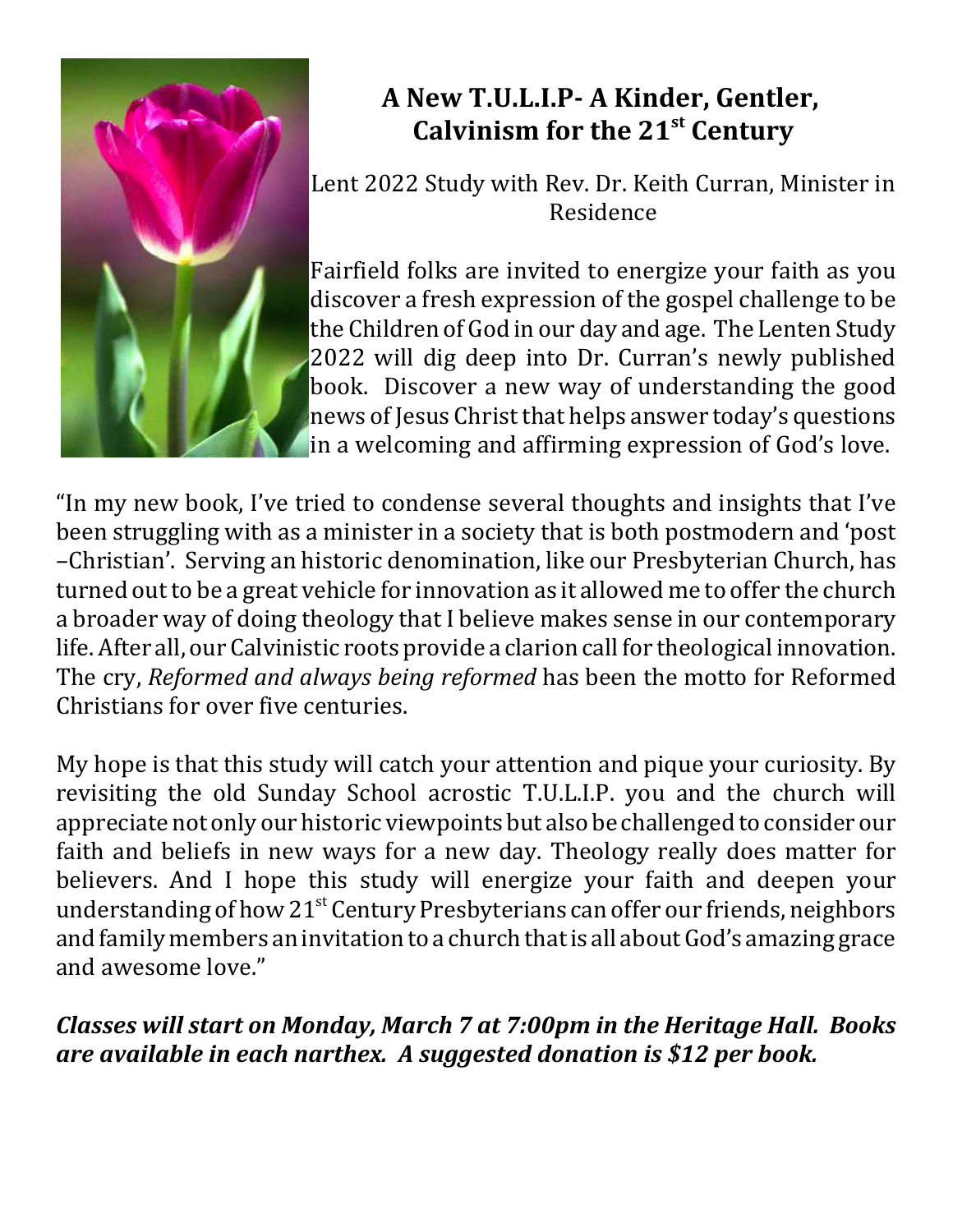## A New T.U.L.I.P- A Kinder, Gentler, Calvinism for the 21st Century

Lent 2022 Study with Rev. Dr. Keith Curran, Minister in Residence

Fairfield folks are invited to energize your faith as you discover a fresh expression of the gospel challenge to be the Children of God in our day and age. The Lenten Study 2022 will dig deep into Dr. Curran's newly published book. Discover a new way of understanding the good news of Jesus Christ that helps answer today's questions in a welcoming and affirming expression of God's love.

"In my new book, I've tried to condense several thoughts and insights that I've been struggling with as a minister in a society that is both postmodern and 'post –Christian'. Serving an historic denomination, like our Presbyterian Church, has turned out to be a great vehicle for innovation as it allowed me to offer the church a broader way of doing theology that I believe makes sense in our contemporary life. After all, our Calvinistic roots provide a clarion call for theological innovation. The cry, *Reformed and always being reformed* has been the motto for Reformed Christians for over five centuries.

My hope is that this study will catch your attention and pique your curiosity. By revisiting the old Sunday School acrostic T.U.L.I.P. you and the church will appreciate not only our historic viewpoints but also be challenged to consider our faith and beliefs in new ways for a new day. Theology really does matter for believers. And I hope this study will energize your faith and deepen your understanding of how 21st Century Presbyterians can offer our friends, neighbors and family members an invitation to a church that is all about God's amazing grace and awesome love."

***Classes will start on Monday, March 7 at 7:00pm in the Heritage Hall. Books are available in each narthex. A suggested donation is $12 per book.***